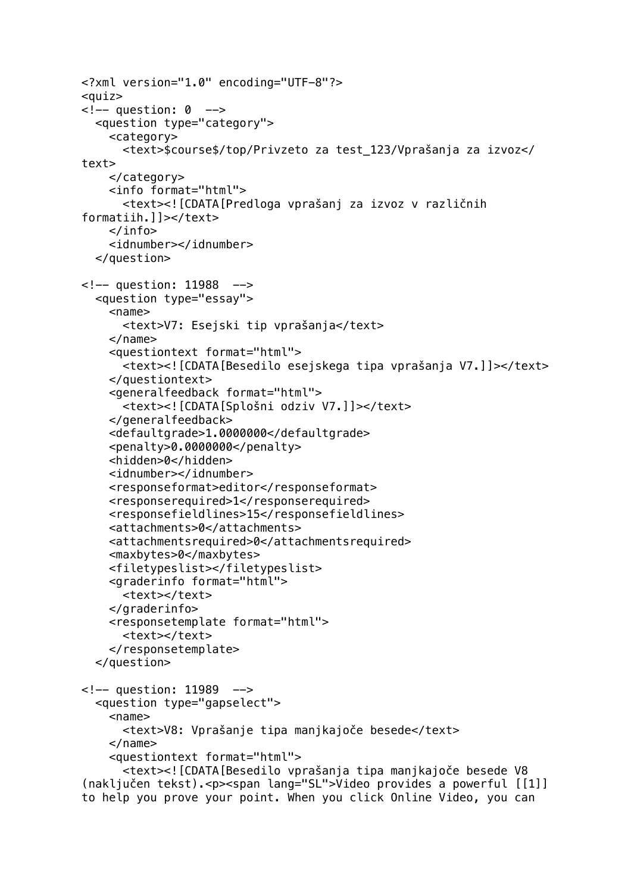```
<?xml version="1.0" encoding="UTF-8"?>
<quiz>
<!-- question: 0  -->
  <question type="category">
    <category>
      <text>$course$/top/Privzeto za test_123/Vprašanja za izvoz</
text>
    </category>
    <info format="html">
      <text><![CDATA[Predloga vprašanj za izvoz v različnih
formatiih.]]></text>
    </info>
    <idnumber></idnumber>
  </question>

<!-- question: 11988  -->
  <question type="essay">
    <name>
      <text>V7: Esejski tip vprašanja</text>
    </name>
    <questiontext format="html">
      <text><![CDATA[Besedilo esejskega tipa vprašanja V7.]]></text>
    </questiontext>
    <generalfeedback format="html">
      <text><![CDATA[Splošni odziv V7.]]></text>
    </generalfeedback>
    <defaultgrade>1.0000000</defaultgrade>
    <penalty>0.0000000</penalty>
    <hidden>0</hidden>
    <idnumber></idnumber>
    <responseformat>editor</responseformat>
    <responserequired>1</responserequired>
    <responsefieldlines>15</responsefieldlines>
    <attachments>0</attachments>
    <attachmentsrequired>0</attachmentsrequired>
    <maxbytes>0</maxbytes>
    <filetypeslist></filetypeslist>
    <graderinfo format="html">
      <text></text>
    </graderinfo>
    <responsetemplate format="html">
      <text></text>
    </responsetemplate>
  </question>

<!-- question: 11989  -->
  <question type="gapselect">
    <name>
      <text>V8: Vprašanje tipa manjkajoče besede</text>
    </name>
    <questiontext format="html">
      <text><![CDATA[Besedilo vprašanja tipa manjkajoče besede V8
(naključen tekst).<p><span lang="SL">Video provides a powerful [[1]]
to help you prove your point. When you click Online Video, you can
```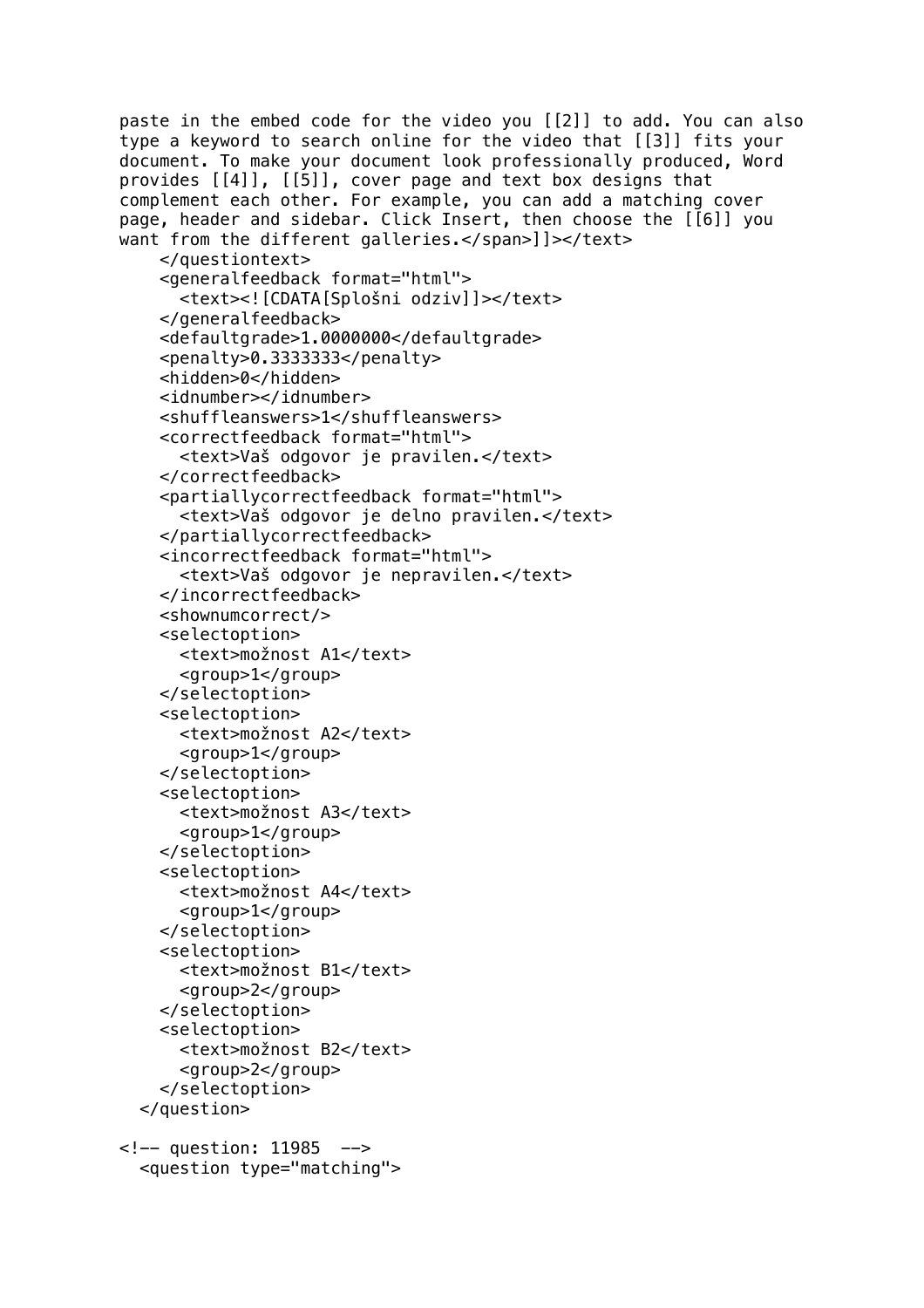```
paste in the embed code for the video you [[2]] to add. You can also
type a keyword to search online for the video that [[3]] fits your
document. To make your document look professionally produced, Word
provides [[4]], [[5]], cover page and text box designs that
complement each other. For example, you can add a matching cover
page, header and sidebar. Click Insert, then choose the [[6]] you
want from the different galleries.</span>]]></text>
    </questiontext>
    <generalfeedback format="html">
      <text><![CDATA[Splošni odziv]]></text>
    </generalfeedback>
    <defaultgrade>1.0000000</defaultgrade>
    <penalty>0.3333333</penalty>
    <hidden>0</hidden>
    <idnumber></idnumber>
    <shuffleanswers>1</shuffleanswers>
    <correctfeedback format="html">
      <text>Vaš odgovor je pravilen.</text>
    </correctfeedback>
    <partiallycorrectfeedback format="html">
      <text>Vaš odgovor je delno pravilen.</text>
    </partiallycorrectfeedback>
    <incorrectfeedback format="html">
      <text>Vaš odgovor je nepravilen.</text>
    </incorrectfeedback>
    <shownumcorrect/>
    <selectoption>
      <text>možnost A1</text>
      <group>1</group>
    </selectoption>
    <selectoption>
      <text>možnost A2</text>
      <group>1</group>
    </selectoption>
    <selectoption>
      <text>možnost A3</text>
      <group>1</group>
    </selectoption>
    <selectoption>
      <text>možnost A4</text>
      <group>1</group>
    </selectoption>
    <selectoption>
      <text>možnost B1</text>
      <group>2</group>
    </selectoption>
    <selectoption>
      <text>možnost B2</text>
      <group>2</group>
    </selectoption>
  </question>

<!-- question: 11985  -->
  <question type="matching">
```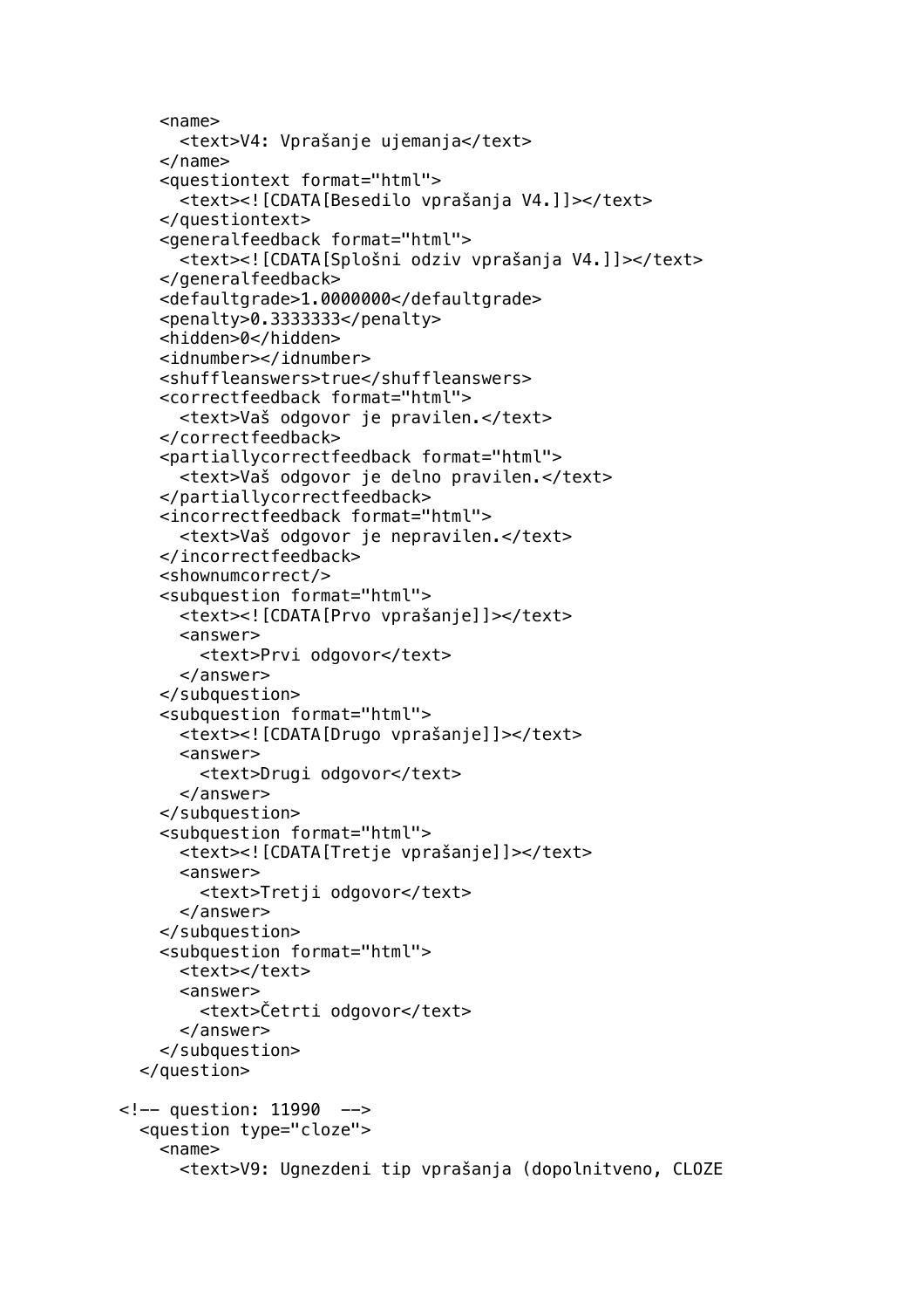```
    <name>
      <text>V4: Vprašanje ujemanja</text>
    </name>
    <questiontext format="html">
      <text><![CDATA[Besedilo vprašanja V4.]]></text>
    </questiontext>
    <generalfeedback format="html">
      <text><![CDATA[Splošni odziv vprašanja V4.]]></text>
    </generalfeedback>
    <defaultgrade>1.0000000</defaultgrade>
    <penalty>0.3333333</penalty>
    <hidden>0</hidden>
    <idnumber></idnumber>
    <shuffleanswers>true</shuffleanswers>
    <correctfeedback format="html">
      <text>Vaš odgovor je pravilen.</text>
    </correctfeedback>
    <partiallycorrectfeedback format="html">
      <text>Vaš odgovor je delno pravilen.</text>
    </partiallycorrectfeedback>
    <incorrectfeedback format="html">
      <text>Vaš odgovor je nepravilen.</text>
    </incorrectfeedback>
    <shownumcorrect/>
    <subquestion format="html">
      <text><![CDATA[Prvo vprašanje]]></text>
      <answer>
        <text>Prvi odgovor</text>
      </answer>
    </subquestion>
    <subquestion format="html">
      <text><![CDATA[Drugo vprašanje]]></text>
      <answer>
        <text>Drugi odgovor</text>
      </answer>
    </subquestion>
    <subquestion format="html">
      <text><![CDATA[Tretje vprašanje]]></text>
      <answer>
        <text>Tretji odgovor</text>
      </answer>
    </subquestion>
    <subquestion format="html">
      <text></text>
      <answer>
        <text>Četrti odgovor</text>
      </answer>
    </subquestion>
  </question>

<!-- question: 11990  -->
  <question type="cloze">
    <name>
      <text>V9: Ugnezdeni tip vprašanja (dopolnitveno, CLOZE
```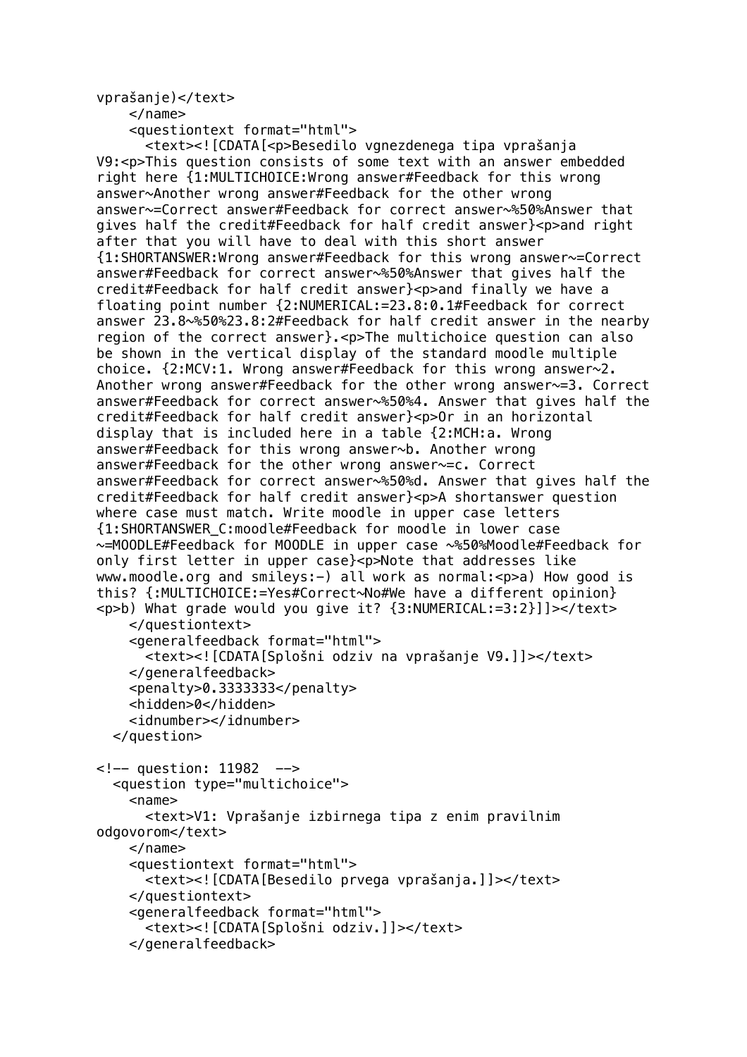```
vprašanje)</text>
    </name>
    <questiontext format="html">
      <text><![CDATA[<p>Besedilo vgnezdenega tipa vprašanja
V9:<p>This question consists of some text with an answer embedded
right here {1:MULTICHOICE:Wrong answer#Feedback for this wrong
answer~Another wrong answer#Feedback for the other wrong
answer~=Correct answer#Feedback for correct answer~%50%Answer that
gives half the credit#Feedback for half credit answer}<p>and right
after that you will have to deal with this short answer
{1:SHORTANSWER:Wrong answer#Feedback for this wrong answer~=Correct
answer#Feedback for correct answer~%50%Answer that gives half the
credit#Feedback for half credit answer}<p>and finally we have a
floating point number {2:NUMERICAL:=23.8:0.1#Feedback for correct
answer 23.8~%50%23.8:2#Feedback for half credit answer in the nearby
region of the correct answer}.<p>The multichoice question can also
be shown in the vertical display of the standard moodle multiple
choice. {2:MCV:1. Wrong answer#Feedback for this wrong answer~2.
Another wrong answer#Feedback for the other wrong answer~=3. Correct
answer#Feedback for correct answer~%50%4. Answer that gives half the
credit#Feedback for half credit answer}<p>Or in an horizontal
display that is included here in a table {2:MCH:a. Wrong
answer#Feedback for this wrong answer~b. Another wrong
answer#Feedback for the other wrong answer~=c. Correct
answer#Feedback for correct answer~%50%d. Answer that gives half the
credit#Feedback for half credit answer}<p>A shortanswer question
where case must match. Write moodle in upper case letters
{1:SHORTANSWER_C:moodle#Feedback for moodle in lower case
~=MOODLE#Feedback for MOODLE in upper case ~%50%Moodle#Feedback for
only first letter in upper case}<p>Note that addresses like
www.moodle.org and smileys:-) all work as normal:<p>a) How good is
this? {:MULTICHOICE:=Yes#Correct~No#We have a different opinion}
<p>b) What grade would you give it? {3:NUMERICAL:=3:2}]]></text>
    </questiontext>
    <generalfeedback format="html">
      <text><![CDATA[Splošni odziv na vprašanje V9.]]></text>
    </generalfeedback>
    <penalty>0.3333333</penalty>
    <hidden>0</hidden>
    <idnumber></idnumber>
  </question>

<!-- question: 11982  -->
  <question type="multichoice">
    <name>
      <text>V1: Vprašanje izbirnega tipa z enim pravilnim
odgovorom</text>
    </name>
    <questiontext format="html">
      <text><![CDATA[Besedilo prvega vprašanja.]]></text>
    </questiontext>
    <generalfeedback format="html">
      <text><![CDATA[Splošni odziv.]]></text>
    </generalfeedback>
```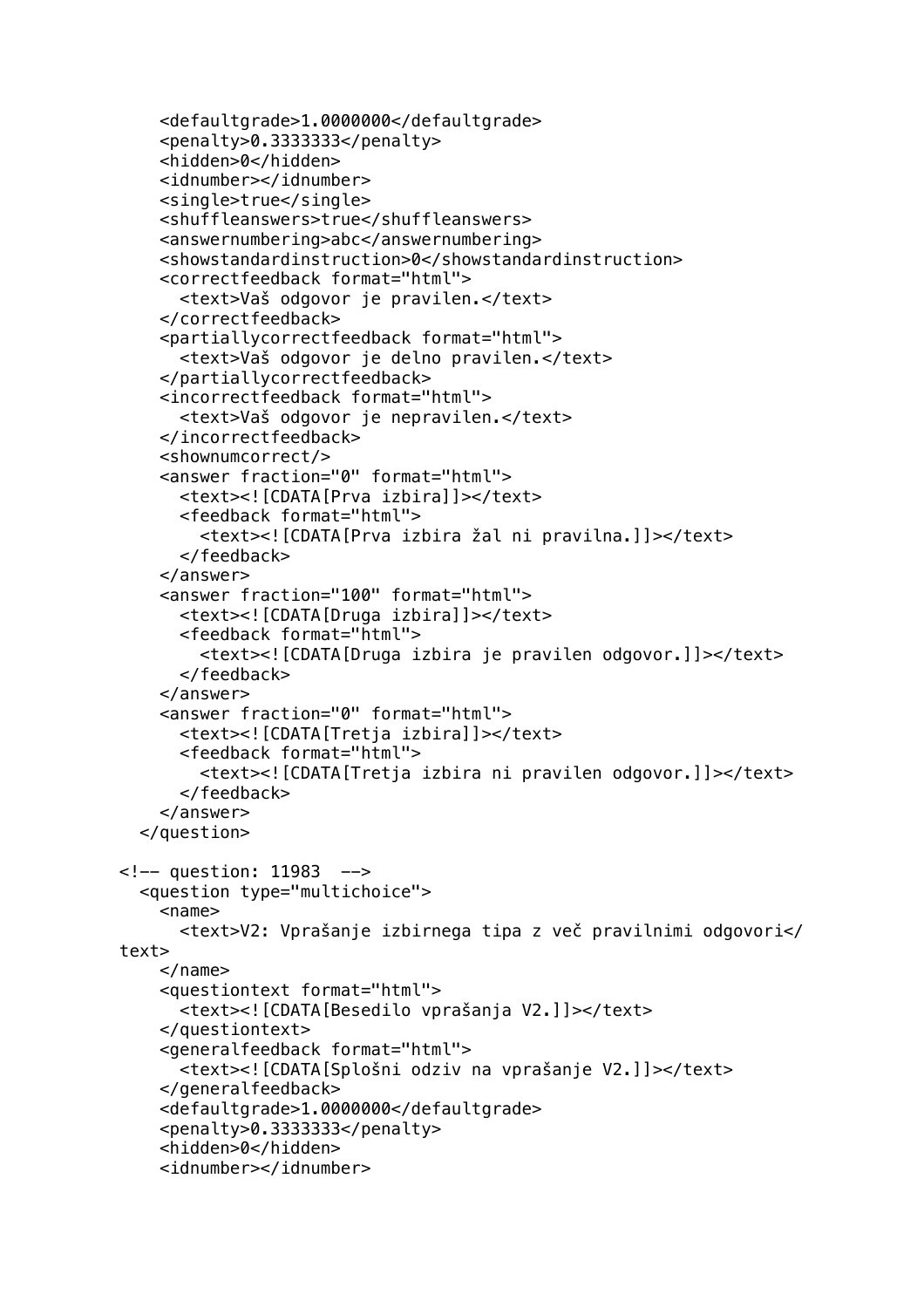```
    <defaultgrade>1.0000000</defaultgrade>
    <penalty>0.3333333</penalty>
    <hidden>0</hidden>
    <idnumber></idnumber>
    <single>true</single>
    <shuffleanswers>true</shuffleanswers>
    <answernumbering>abc</answernumbering>
    <showstandardinstruction>0</showstandardinstruction>
    <correctfeedback format="html">
      <text>Vaš odgovor je pravilen.</text>
    </correctfeedback>
    <partiallycorrectfeedback format="html">
      <text>Vaš odgovor je delno pravilen.</text>
    </partiallycorrectfeedback>
    <incorrectfeedback format="html">
      <text>Vaš odgovor je nepravilen.</text>
    </incorrectfeedback>
    <shownumcorrect/>
    <answer fraction="0" format="html">
      <text><![CDATA[Prva izbira]]></text>
      <feedback format="html">
        <text><![CDATA[Prva izbira žal ni pravilna.]]></text>
      </feedback>
    </answer>
    <answer fraction="100" format="html">
      <text><![CDATA[Druga izbira]]></text>
      <feedback format="html">
        <text><![CDATA[Druga izbira je pravilen odgovor.]]></text>
      </feedback>
    </answer>
    <answer fraction="0" format="html">
      <text><![CDATA[Tretja izbira]]></text>
      <feedback format="html">
        <text><![CDATA[Tretja izbira ni pravilen odgovor.]]></text>
      </feedback>
    </answer>
  </question>

<!-- question: 11983  -->
  <question type="multichoice">
    <name>
      <text>V2: Vprašanje izbirnega tipa z več pravilnimi odgovori</
text>
    </name>
    <questiontext format="html">
      <text><![CDATA[Besedilo vprašanja V2.]]></text>
    </questiontext>
    <generalfeedback format="html">
      <text><![CDATA[Splošni odziv na vprašanje V2.]]></text>
    </generalfeedback>
    <defaultgrade>1.0000000</defaultgrade>
    <penalty>0.3333333</penalty>
    <hidden>0</hidden>
    <idnumber></idnumber>
```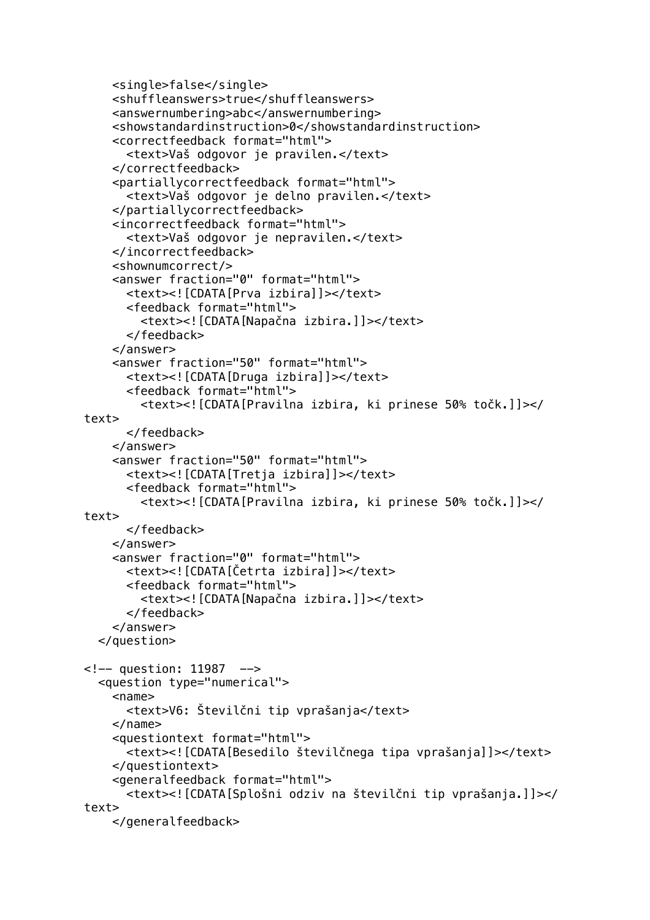```
    <single>false</single>
    <shuffleanswers>true</shuffleanswers>
    <answernumbering>abc</answernumbering>
    <showstandardinstruction>0</showstandardinstruction>
    <correctfeedback format="html">
      <text>Vaš odgovor je pravilen.</text>
    </correctfeedback>
    <partiallycorrectfeedback format="html">
      <text>Vaš odgovor je delno pravilen.</text>
    </partiallycorrectfeedback>
    <incorrectfeedback format="html">
      <text>Vaš odgovor je nepravilen.</text>
    </incorrectfeedback>
    <shownumcorrect/>
    <answer fraction="0" format="html">
      <text><![CDATA[Prva izbira]]></text>
      <feedback format="html">
        <text><![CDATA[Napačna izbira.]]></text>
      </feedback>
    </answer>
    <answer fraction="50" format="html">
      <text><![CDATA[Druga izbira]]></text>
      <feedback format="html">
        <text><![CDATA[Pravilna izbira, ki prinese 50% točk.]]></
text>
      </feedback>
    </answer>
    <answer fraction="50" format="html">
      <text><![CDATA[Tretja izbira]]></text>
      <feedback format="html">
        <text><![CDATA[Pravilna izbira, ki prinese 50% točk.]]></
text>
      </feedback>
    </answer>
    <answer fraction="0" format="html">
      <text><![CDATA[Četrta izbira]]></text>
      <feedback format="html">
        <text><![CDATA[Napačna izbira.]]></text>
      </feedback>
    </answer>
  </question>

<!-- question: 11987  -->
  <question type="numerical">
    <name>
      <text>V6: Številčni tip vprašanja</text>
    </name>
    <questiontext format="html">
      <text><![CDATA[Besedilo številčnega tipa vprašanja]]></text>
    </questiontext>
    <generalfeedback format="html">
      <text><![CDATA[Splošni odziv na številčni tip vprašanja.]]></
text>
    </generalfeedback>
```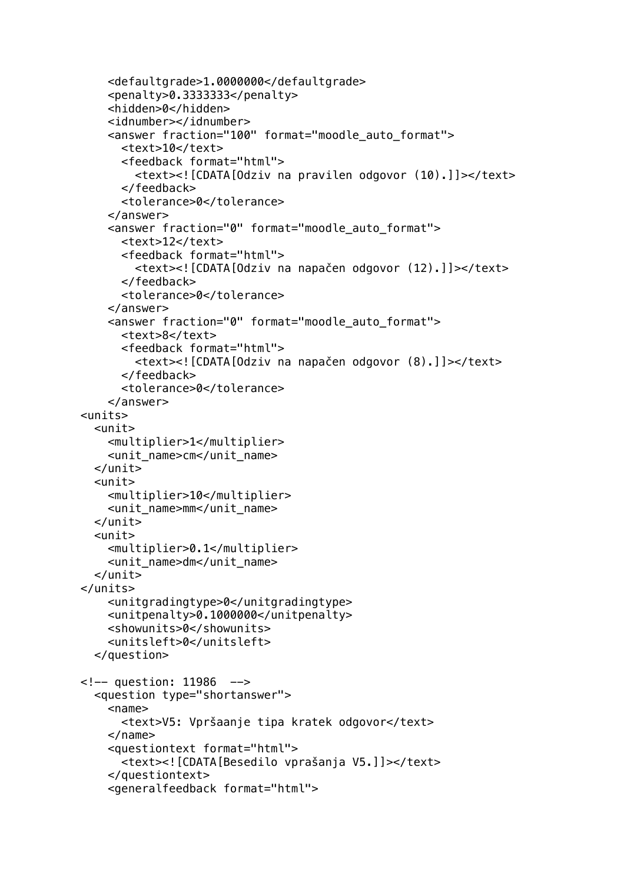```
      <defaultgrade>1.0000000</defaultgrade>
      <penalty>0.3333333</penalty>
      <hidden>0</hidden>
      <idnumber></idnumber>
      <answer fraction="100" format="moodle_auto_format">
        <text>10</text>
        <feedback format="html">
          <text><![CDATA[Odziv na pravilen odgovor (10).]]></text>
        </feedback>
        <tolerance>0</tolerance>
      </answer>
      <answer fraction="0" format="moodle_auto_format">
        <text>12</text>
        <feedback format="html">
          <text><![CDATA[Odziv na napačen odgovor (12).]]></text>
        </feedback>
        <tolerance>0</tolerance>
      </answer>
      <answer fraction="0" format="moodle_auto_format">
        <text>8</text>
        <feedback format="html">
          <text><![CDATA[Odziv na napačen odgovor (8).]]></text>
        </feedback>
        <tolerance>0</tolerance>
      </answer>
  <units>
    <unit>
      <multiplier>1</multiplier>
      <unit_name>cm</unit_name>
    </unit>
    <unit>
      <multiplier>10</multiplier>
      <unit_name>mm</unit_name>
    </unit>
    <unit>
      <multiplier>0.1</multiplier>
      <unit_name>dm</unit_name>
    </unit>
  </units>
      <unitgradingtype>0</unitgradingtype>
      <unitpenalty>0.1000000</unitpenalty>
      <showunits>0</showunits>
      <unitsleft>0</unitsleft>
    </question>

  <!-- question: 11986  -->
    <question type="shortanswer">
      <name>
        <text>V5: Vpršaanje tipa kratek odgovor</text>
      </name>
      <questiontext format="html">
        <text><![CDATA[Besedilo vprašanja V5.]]></text>
      </questiontext>
      <generalfeedback format="html">
```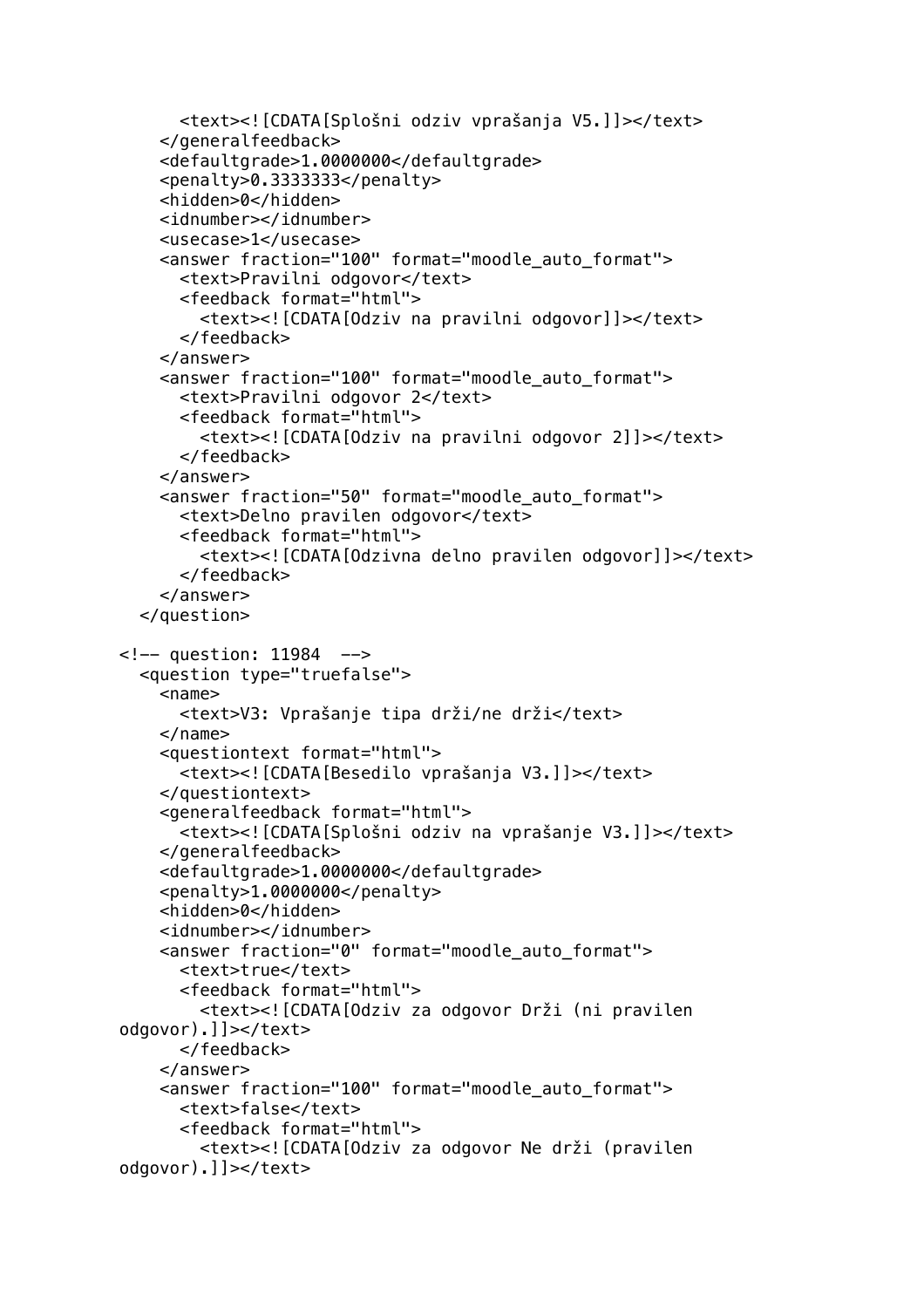```
      <text><![CDATA[Splošni odziv vprašanja V5.]]></text>
    </generalfeedback>
    <defaultgrade>1.0000000</defaultgrade>
    <penalty>0.3333333</penalty>
    <hidden>0</hidden>
    <idnumber></idnumber>
    <usecase>1</usecase>
    <answer fraction="100" format="moodle_auto_format">
      <text>Pravilni odgovor</text>
      <feedback format="html">
        <text><![CDATA[Odziv na pravilni odgovor]]></text>
      </feedback>
    </answer>
    <answer fraction="100" format="moodle_auto_format">
      <text>Pravilni odgovor 2</text>
      <feedback format="html">
        <text><![CDATA[Odziv na pravilni odgovor 2]]></text>
      </feedback>
    </answer>
    <answer fraction="50" format="moodle_auto_format">
      <text>Delno pravilen odgovor</text>
      <feedback format="html">
        <text><![CDATA[Odzivna delno pravilen odgovor]]></text>
      </feedback>
    </answer>
  </question>

<!-- question: 11984  -->
  <question type="truefalse">
    <name>
      <text>V3: Vprašanje tipa drži/ne drži</text>
    </name>
    <questiontext format="html">
      <text><![CDATA[Besedilo vprašanja V3.]]></text>
    </questiontext>
    <generalfeedback format="html">
      <text><![CDATA[Splošni odziv na vprašanje V3.]]></text>
    </generalfeedback>
    <defaultgrade>1.0000000</defaultgrade>
    <penalty>1.0000000</penalty>
    <hidden>0</hidden>
    <idnumber></idnumber>
    <answer fraction="0" format="moodle_auto_format">
      <text>true</text>
      <feedback format="html">
        <text><![CDATA[Odziv za odgovor Drži (ni pravilen
odgovor).]]></text>
      </feedback>
    </answer>
    <answer fraction="100" format="moodle_auto_format">
      <text>false</text>
      <feedback format="html">
        <text><![CDATA[Odziv za odgovor Ne drži (pravilen
odgovor).]]></text>
```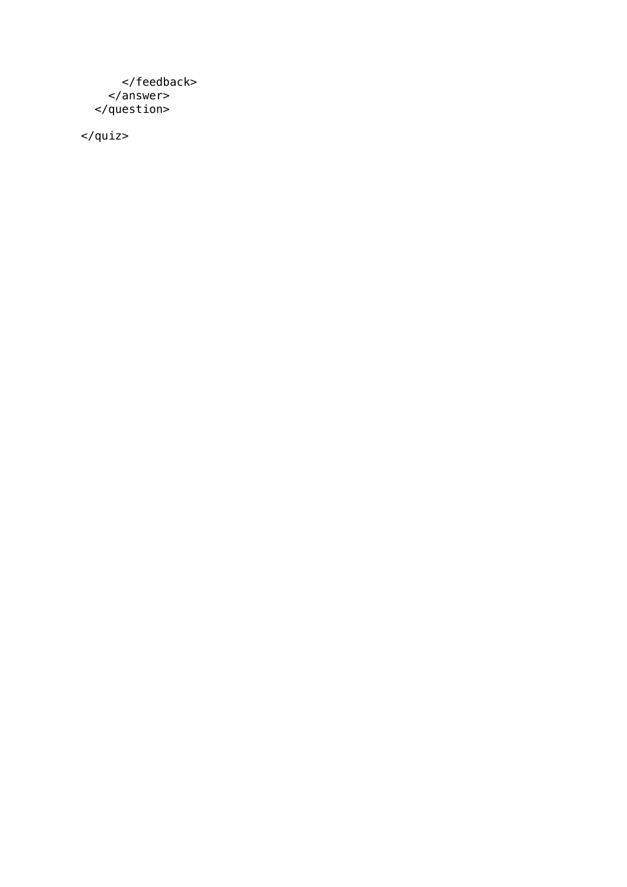```
      </feedback>
    </answer>
  </question>

</quiz>
```